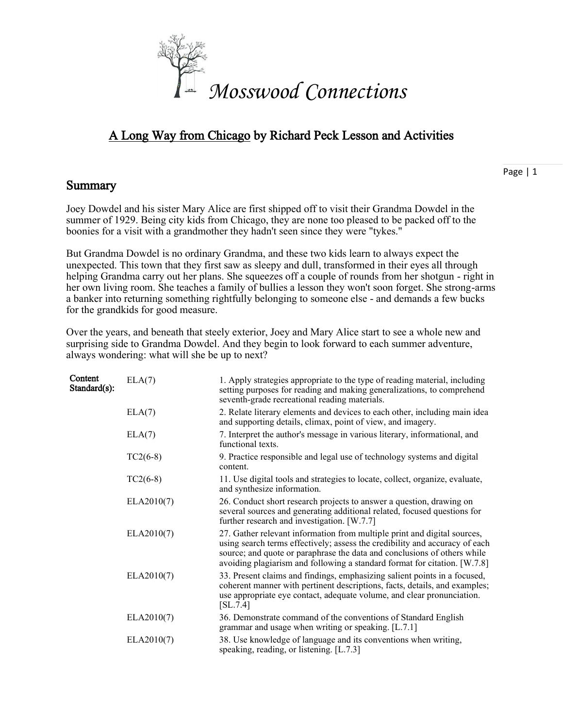# Mosswood Connections

## A Long Way from Chicago by Richard Peck Lesson and Activities

## Summary

Joey Dowdel and his sister Mary Alice are first shipped off to visit their Grandma Dowdel in the summer of 1929. Being city kids from Chicago, they are none too pleased to be packed off to the boonies for a visit with a grandmother they hadn't seen since they were "tykes."

But Grandma Dowdel is no ordinary Grandma, and these two kids learn to always expect the unexpected. This town that they first saw as sleepy and dull, transformed in their eyes all through helping Grandma carry out her plans. She squeezes off a couple of rounds from her shotgun - right in her own living room. She teaches a family of bullies a lesson they won't soon forget. She strong-arms a banker into returning something rightfully belonging to someone else - and demands a few bucks for the grandkids for good measure.

Over the years, and beneath that steely exterior, Joey and Mary Alice start to see a whole new and surprising side to Grandma Dowdel. And they begin to look forward to each summer adventure, always wondering: what will she be up to next?

| | | |
|---|---|---|
| **Content Standard(s):** | ELA(7) | 1. Apply strategies appropriate to the type of reading material, including setting purposes for reading and making generalizations, to comprehend seventh-grade recreational reading materials. |
| | ELA(7) | 2. Relate literary elements and devices to each other, including main idea and supporting details, climax, point of view, and imagery. |
| | ELA(7) | 7. Interpret the author's message in various literary, informational, and functional texts. |
| | TC2(6-8) | 9. Practice responsible and legal use of technology systems and digital content. |
| | TC2(6-8) | 11. Use digital tools and strategies to locate, collect, organize, evaluate, and synthesize information. |
| | ELA2010(7) | 26. Conduct short research projects to answer a question, drawing on several sources and generating additional related, focused questions for further research and investigation. [W.7.7] |
| | ELA2010(7) | 27. Gather relevant information from multiple print and digital sources, using search terms effectively; assess the credibility and accuracy of each source; and quote or paraphrase the data and conclusions of others while avoiding plagiarism and following a standard format for citation. [W.7.8] |
| | ELA2010(7) | 33. Present claims and findings, emphasizing salient points in a focused, coherent manner with pertinent descriptions, facts, details, and examples; use appropriate eye contact, adequate volume, and clear pronunciation. [SL.7.4] |
| | ELA2010(7) | 36. Demonstrate command of the conventions of Standard English grammar and usage when writing or speaking. [L.7.1] |
| | ELA2010(7) | 38. Use knowledge of language and its conventions when writing, speaking, reading, or listening. [L.7.3] |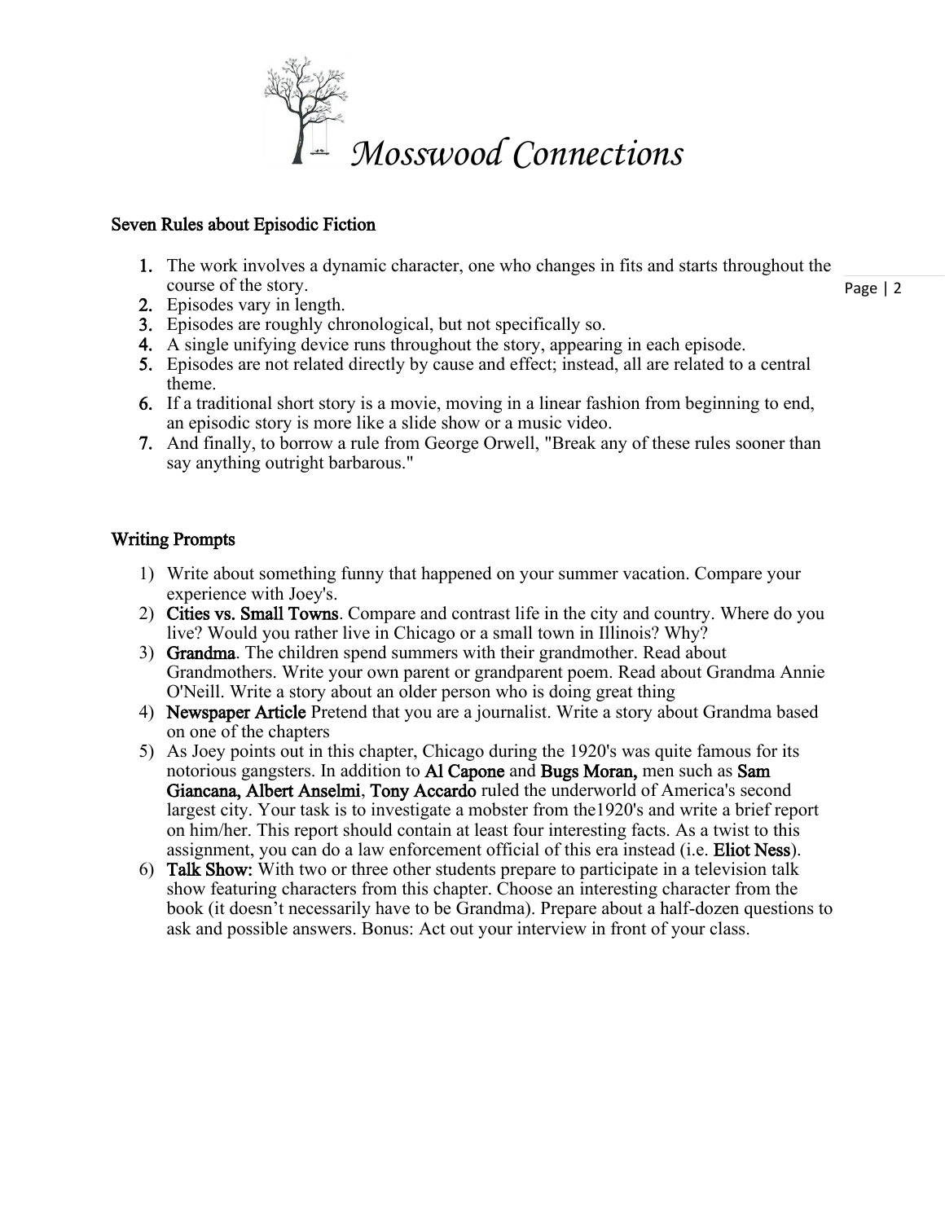# Mosswood Connections

## Seven Rules about Episodic Fiction

1. The work involves a dynamic character, one who changes in fits and starts throughout the course of the story.
2. Episodes vary in length.
3. Episodes are roughly chronological, but not specifically so.
4. A single unifying device runs throughout the story, appearing in each episode.
5. Episodes are not related directly by cause and effect; instead, all are related to a central theme.
6. If a traditional short story is a movie, moving in a linear fashion from beginning to end, an episodic story is more like a slide show or a music video.
7. And finally, to borrow a rule from George Orwell, "Break any of these rules sooner than say anything outright barbarous."

## Writing Prompts

1) Write about something funny that happened on your summer vacation. Compare your experience with Joey's.
2) Cities vs. Small Towns. Compare and contrast life in the city and country. Where do you live? Would you rather live in Chicago or a small town in Illinois? Why?
3) Grandma. The children spend summers with their grandmother. Read about Grandmothers. Write your own parent or grandparent poem. Read about Grandma Annie O'Neill. Write a story about an older person who is doing great thing
4) Newspaper Article Pretend that you are a journalist. Write a story about Grandma based on one of the chapters
5) As Joey points out in this chapter, Chicago during the 1920's was quite famous for its notorious gangsters. In addition to Al Capone and Bugs Moran, men such as Sam Giancana, Albert Anselmi, Tony Accardo ruled the underworld of America's second largest city. Your task is to investigate a mobster from the1920's and write a brief report on him/her. This report should contain at least four interesting facts. As a twist to this assignment, you can do a law enforcement official of this era instead (i.e. Eliot Ness).
6) Talk Show: With two or three other students prepare to participate in a television talk show featuring characters from this chapter. Choose an interesting character from the book (it doesn't necessarily have to be Grandma). Prepare about a half-dozen questions to ask and possible answers. Bonus: Act out your interview in front of your class.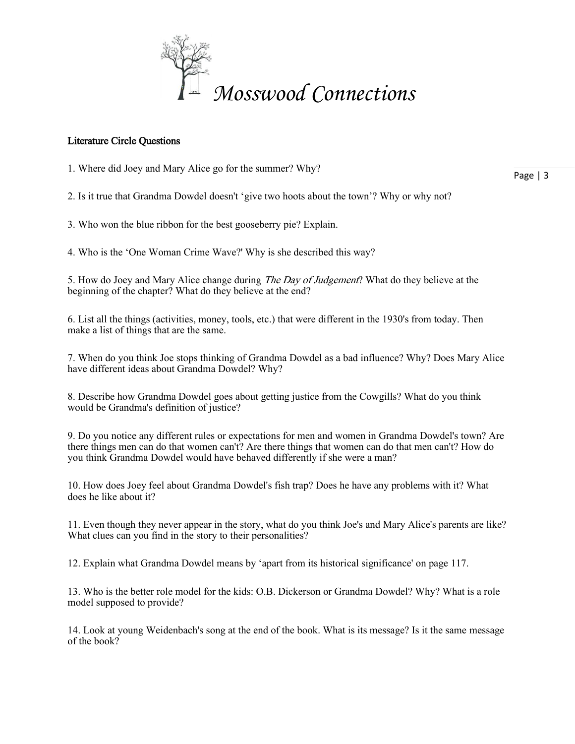# Mosswood Connections

**Literature Circle Questions**

1. Where did Joey and Mary Alice go for the summer? Why?

2. Is it true that Grandma Dowdel doesn't 'give two hoots about the town'? Why or why not?

3. Who won the blue ribbon for the best gooseberry pie? Explain.

4. Who is the 'One Woman Crime Wave?' Why is she described this way?

5. How do Joey and Mary Alice change during *The Day of Judgement*? What do they believe at the beginning of the chapter? What do they believe at the end?

6. List all the things (activities, money, tools, etc.) that were different in the 1930's from today. Then make a list of things that are the same.

7. When do you think Joe stops thinking of Grandma Dowdel as a bad influence? Why? Does Mary Alice have different ideas about Grandma Dowdel? Why?

8. Describe how Grandma Dowdel goes about getting justice from the Cowgills? What do you think would be Grandma's definition of justice?

9. Do you notice any different rules or expectations for men and women in Grandma Dowdel's town? Are there things men can do that women can't? Are there things that women can do that men can't? How do you think Grandma Dowdel would have behaved differently if she were a man?

10. How does Joey feel about Grandma Dowdel's fish trap? Does he have any problems with it? What does he like about it?

11. Even though they never appear in the story, what do you think Joe's and Mary Alice's parents are like? What clues can you find in the story to their personalities?

12. Explain what Grandma Dowdel means by 'apart from its historical significance' on page 117.

13. Who is the better role model for the kids: O.B. Dickerson or Grandma Dowdel? Why? What is a role model supposed to provide?

14. Look at young Weidenbach's song at the end of the book. What is its message? Is it the same message of the book?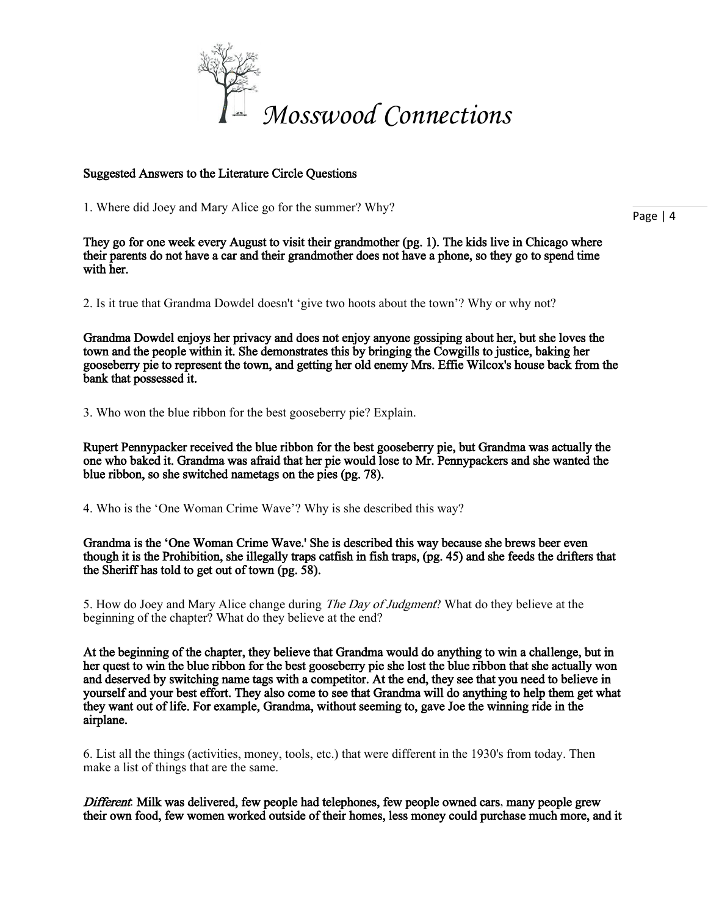Mosswood Connections

**Suggested Answers to the Literature Circle Questions**

1. Where did Joey and Mary Alice go for the summer? Why?

**They go for one week every August to visit their grandmother (pg. 1). The kids live in Chicago where their parents do not have a car and their grandmother does not have a phone, so they go to spend time with her.**

2. Is it true that Grandma Dowdel doesn't 'give two hoots about the town'? Why or why not?

**Grandma Dowdel enjoys her privacy and does not enjoy anyone gossiping about her, but she loves the town and the people within it. She demonstrates this by bringing the Cowgills to justice, baking her gooseberry pie to represent the town, and getting her old enemy Mrs. Effie Wilcox's house back from the bank that possessed it.**

3. Who won the blue ribbon for the best gooseberry pie? Explain.

**Rupert Pennypacker received the blue ribbon for the best gooseberry pie, but Grandma was actually the one who baked it. Grandma was afraid that her pie would lose to Mr. Pennypackers and she wanted the blue ribbon, so she switched nametags on the pies (pg. 78).**

4. Who is the 'One Woman Crime Wave'? Why is she described this way?

**Grandma is the 'One Woman Crime Wave.' She is described this way because she brews beer even though it is the Prohibition, she illegally traps catfish in fish traps, (pg. 45) and she feeds the drifters that the Sheriff has told to get out of town (pg. 58).**

5. How do Joey and Mary Alice change during *The Day of Judgment*? What do they believe at the beginning of the chapter? What do they believe at the end?

**At the beginning of the chapter, they believe that Grandma would do anything to win a challenge, but in her quest to win the blue ribbon for the best gooseberry pie she lost the blue ribbon that she actually won and deserved by switching name tags with a competitor. At the end, they see that you need to believe in yourself and your best effort. They also come to see that Grandma will do anything to help them get what they want out of life. For example, Grandma, without seeming to, gave Joe the winning ride in the airplane.**

6. List all the things (activities, money, tools, etc.) that were different in the 1930's from today. Then make a list of things that are the same.

***Different*: Milk was delivered, few people had telephones, few people owned cars, many people grew their own food, few women worked outside of their homes, less money could purchase much more, and it**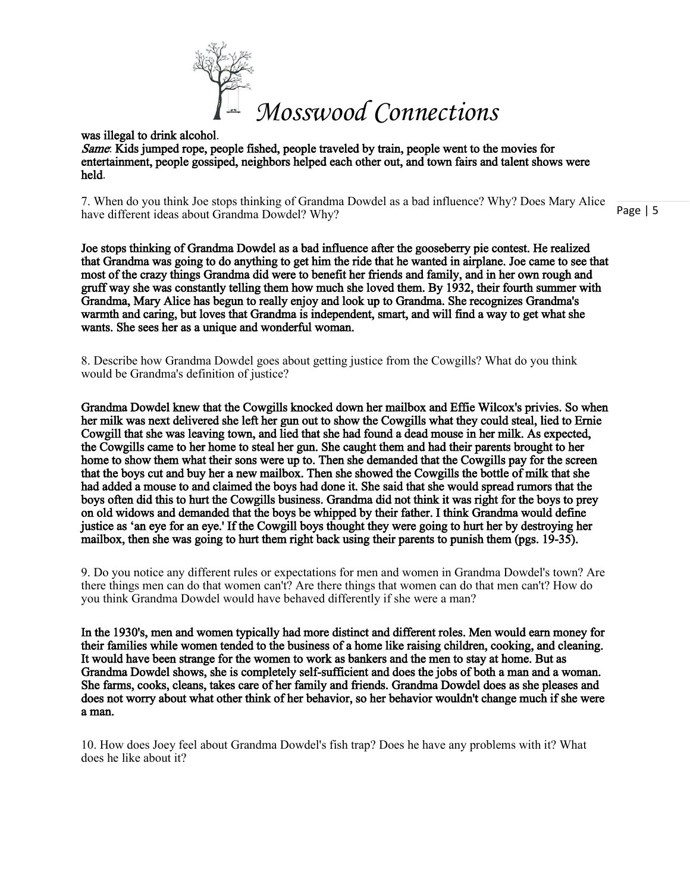**was illegal to drink alcohol.**

***Same*****: Kids jumped rope, people fished, people traveled by train, people went to the movies for entertainment, people gossiped, neighbors helped each other out, and town fairs and talent shows were held.**

7. When do you think Joe stops thinking of Grandma Dowdel as a bad influence? Why? Does Mary Alice have different ideas about Grandma Dowdel? Why?

**Joe stops thinking of Grandma Dowdel as a bad influence after the gooseberry pie contest. He realized that Grandma was going to do anything to get him the ride that he wanted in airplane. Joe came to see that most of the crazy things Grandma did were to benefit her friends and family, and in her own rough and gruff way she was constantly telling them how much she loved them. By 1932, their fourth summer with Grandma, Mary Alice has begun to really enjoy and look up to Grandma. She recognizes Grandma's warmth and caring, but loves that Grandma is independent, smart, and will find a way to get what she wants. She sees her as a unique and wonderful woman.**

8. Describe how Grandma Dowdel goes about getting justice from the Cowgills? What do you think would be Grandma's definition of justice?

**Grandma Dowdel knew that the Cowgills knocked down her mailbox and Effie Wilcox's privies. So when her milk was next delivered she left her gun out to show the Cowgills what they could steal, lied to Ernie Cowgill that she was leaving town, and lied that she had found a dead mouse in her milk. As expected, the Cowgills came to her home to steal her gun. She caught them and had their parents brought to her home to show them what their sons were up to. Then she demanded that the Cowgills pay for the screen that the boys cut and buy her a new mailbox. Then she showed the Cowgills the bottle of milk that she had added a mouse to and claimed the boys had done it. She said that she would spread rumors that the boys often did this to hurt the Cowgills business. Grandma did not think it was right for the boys to prey on old widows and demanded that the boys be whipped by their father. I think Grandma would define justice as 'an eye for an eye.' If the Cowgill boys thought they were going to hurt her by destroying her mailbox, then she was going to hurt them right back using their parents to punish them (pgs. 19-35).**

9. Do you notice any different rules or expectations for men and women in Grandma Dowdel's town? Are there things men can do that women can't? Are there things that women can do that men can't? How do you think Grandma Dowdel would have behaved differently if she were a man?

**In the 1930's, men and women typically had more distinct and different roles. Men would earn money for their families while women tended to the business of a home like raising children, cooking, and cleaning. It would have been strange for the women to work as bankers and the men to stay at home. But as Grandma Dowdel shows, she is completely self-sufficient and does the jobs of both a man and a woman. She farms, cooks, cleans, takes care of her family and friends. Grandma Dowdel does as she pleases and does not worry about what other think of her behavior, so her behavior wouldn't change much if she were a man.**

10. How does Joey feel about Grandma Dowdel's fish trap? Does he have any problems with it? What does he like about it?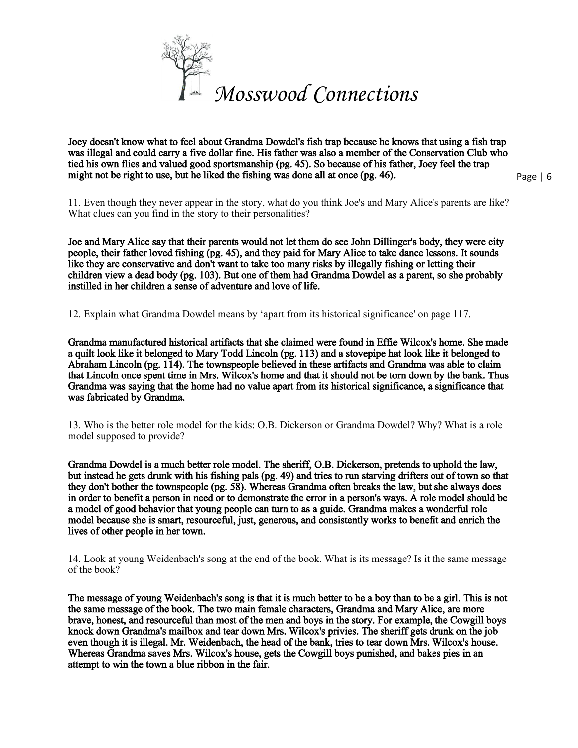**Joey doesn't know what to feel about Grandma Dowdel's fish trap because he knows that using a fish trap was illegal and could carry a five dollar fine. His father was also a member of the Conservation Club who tied his own flies and valued good sportsmanship (pg. 45). So because of his father, Joey feel the trap might not be right to use, but he liked the fishing was done all at once (pg. 46).**

11. Even though they never appear in the story, what do you think Joe's and Mary Alice's parents are like? What clues can you find in the story to their personalities?

**Joe and Mary Alice say that their parents would not let them do see John Dillinger's body, they were city people, their father loved fishing (pg. 45), and they paid for Mary Alice to take dance lessons. It sounds like they are conservative and don't want to take too many risks by illegally fishing or letting their children view a dead body (pg. 103). But one of them had Grandma Dowdel as a parent, so she probably instilled in her children a sense of adventure and love of life.**

12. Explain what Grandma Dowdel means by 'apart from its historical significance' on page 117.

**Grandma manufactured historical artifacts that she claimed were found in Effie Wilcox's home. She made a quilt look like it belonged to Mary Todd Lincoln (pg. 113) and a stovepipe hat look like it belonged to Abraham Lincoln (pg. 114). The townspeople believed in these artifacts and Grandma was able to claim that Lincoln once spent time in Mrs. Wilcox's home and that it should not be torn down by the bank. Thus Grandma was saying that the home had no value apart from its historical significance, a significance that was fabricated by Grandma.**

13. Who is the better role model for the kids: O.B. Dickerson or Grandma Dowdel? Why? What is a role model supposed to provide?

**Grandma Dowdel is a much better role model. The sheriff, O.B. Dickerson, pretends to uphold the law, but instead he gets drunk with his fishing pals (pg. 49) and tries to run starving drifters out of town so that they don't bother the townspeople (pg. 58). Whereas Grandma often breaks the law, but she always does in order to benefit a person in need or to demonstrate the error in a person's ways. A role model should be a model of good behavior that young people can turn to as a guide. Grandma makes a wonderful role model because she is smart, resourceful, just, generous, and consistently works to benefit and enrich the lives of other people in her town.**

14. Look at young Weidenbach's song at the end of the book. What is its message? Is it the same message of the book?

**The message of young Weidenbach's song is that it is much better to be a boy than to be a girl. This is not the same message of the book. The two main female characters, Grandma and Mary Alice, are more brave, honest, and resourceful than most of the men and boys in the story. For example, the Cowgill boys knock down Grandma's mailbox and tear down Mrs. Wilcox's privies. The sheriff gets drunk on the job even though it is illegal. Mr. Weidenbach, the head of the bank, tries to tear down Mrs. Wilcox's house. Whereas Grandma saves Mrs. Wilcox's house, gets the Cowgill boys punished, and bakes pies in an attempt to win the town a blue ribbon in the fair.**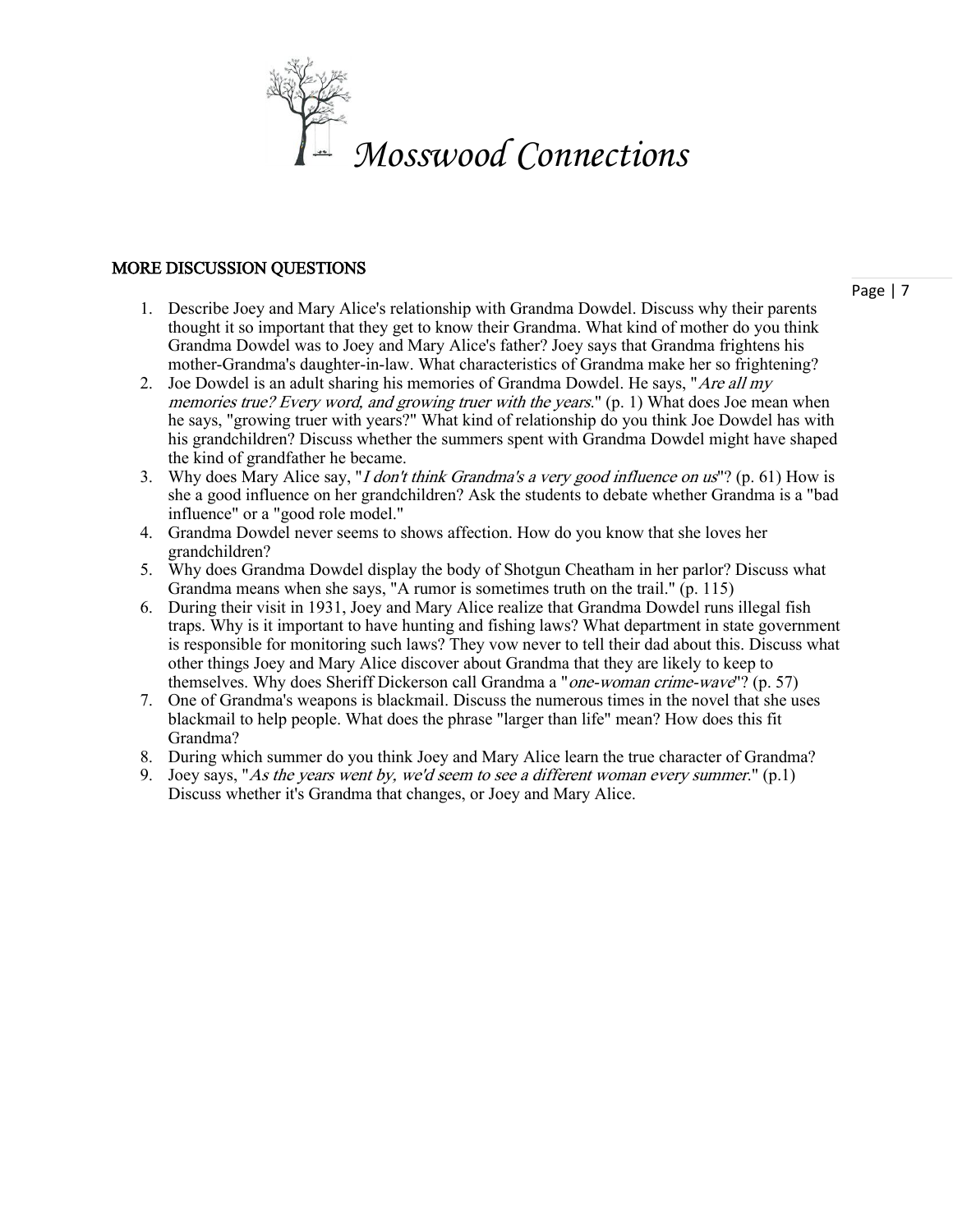## MORE DISCUSSION QUESTIONS

1. Describe Joey and Mary Alice's relationship with Grandma Dowdel. Discuss why their parents thought it so important that they get to know their Grandma. What kind of mother do you think Grandma Dowdel was to Joey and Mary Alice's father? Joey says that Grandma frightens his mother-Grandma's daughter-in-law. What characteristics of Grandma make her so frightening?
2. Joe Dowdel is an adult sharing his memories of Grandma Dowdel. He says, "*Are all my memories true? Every word, and growing truer with the years.*" (p. 1) What does Joe mean when he says, "growing truer with years?" What kind of relationship do you think Joe Dowdel has with his grandchildren? Discuss whether the summers spent with Grandma Dowdel might have shaped the kind of grandfather he became.
3. Why does Mary Alice say, "*I don't think Grandma's a very good influence on us*"? (p. 61) How is she a good influence on her grandchildren? Ask the students to debate whether Grandma is a "bad influence" or a "good role model."
4. Grandma Dowdel never seems to shows affection. How do you know that she loves her grandchildren?
5. Why does Grandma Dowdel display the body of Shotgun Cheatham in her parlor? Discuss what Grandma means when she says, "A rumor is sometimes truth on the trail." (p. 115)
6. During their visit in 1931, Joey and Mary Alice realize that Grandma Dowdel runs illegal fish traps. Why is it important to have hunting and fishing laws? What department in state government is responsible for monitoring such laws? They vow never to tell their dad about this. Discuss what other things Joey and Mary Alice discover about Grandma that they are likely to keep to themselves. Why does Sheriff Dickerson call Grandma a "*one-woman crime-wave*"? (p. 57)
7. One of Grandma's weapons is blackmail. Discuss the numerous times in the novel that she uses blackmail to help people. What does the phrase "larger than life" mean? How does this fit Grandma?
8. During which summer do you think Joey and Mary Alice learn the true character of Grandma?
9. Joey says, "*As the years went by, we'd seem to see a different woman every summer.*" (p.1) Discuss whether it's Grandma that changes, or Joey and Mary Alice.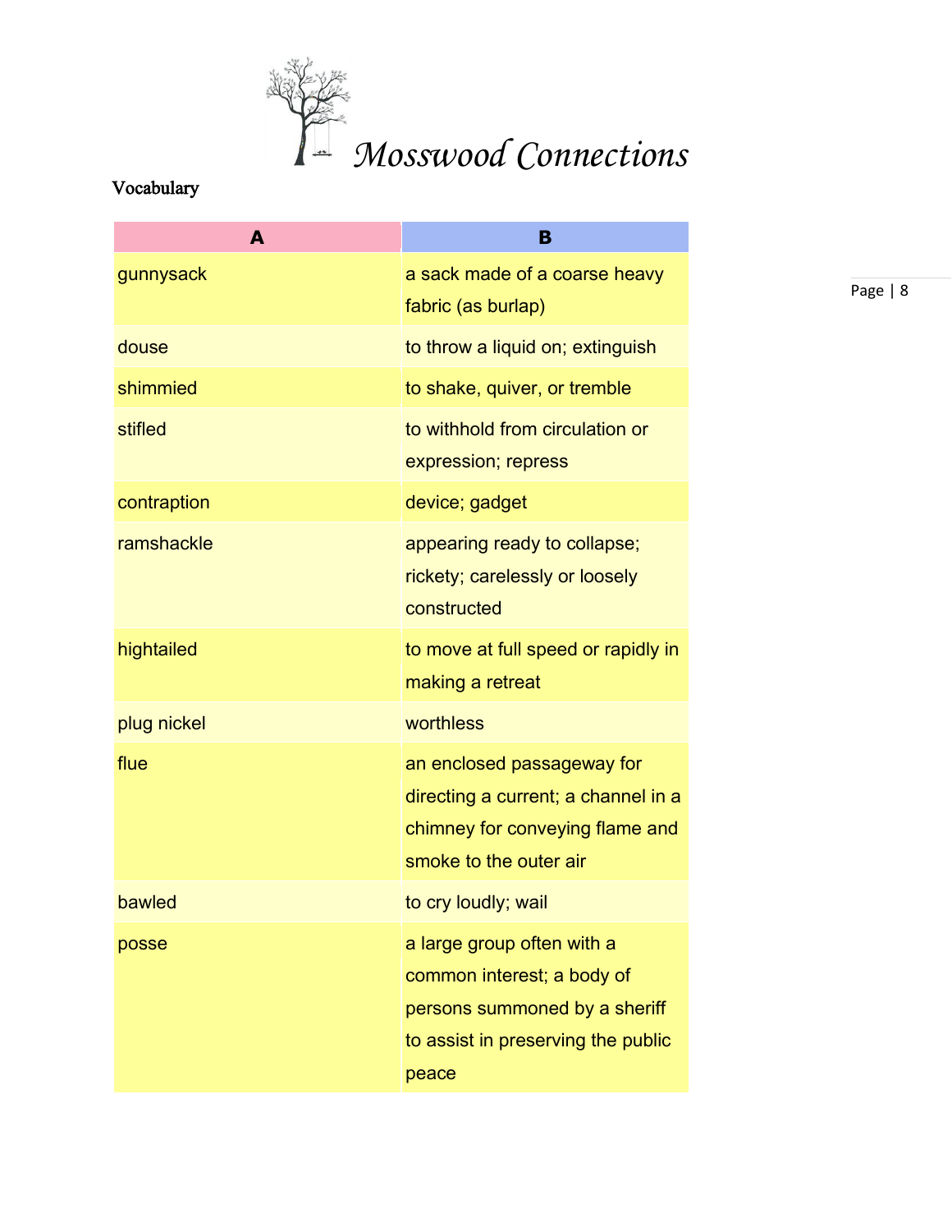# Mosswood Connections

Vocabulary

| A | B |
|---|---|
| gunnysack | a sack made of a coarse heavy fabric (as burlap) |
| douse | to throw a liquid on; extinguish |
| shimmied | to shake, quiver, or tremble |
| stifled | to withhold from circulation or expression; repress |
| contraption | device; gadget |
| ramshackle | appearing ready to collapse; rickety; carelessly or loosely constructed |
| hightailed | to move at full speed or rapidly in making a retreat |
| plug nickel | worthless |
| flue | an enclosed passageway for directing a current; a channel in a chimney for conveying flame and smoke to the outer air |
| bawled | to cry loudly; wail |
| posse | a large group often with a common interest; a body of persons summoned by a sheriff to assist in preserving the public peace |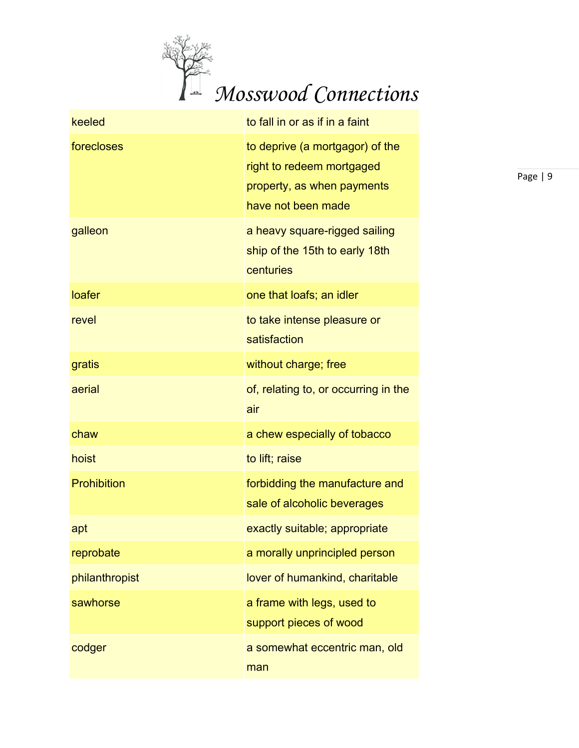# Mosswood Connections

| | |
|---|---|
| keeled | to fall in or as if in a faint |
| forecloses | to deprive (a mortgagor) of the right to redeem mortgaged property, as when payments have not been made |
| galleon | a heavy square-rigged sailing ship of the 15th to early 18th centuries |
| loafer | one that loafs; an idler |
| revel | to take intense pleasure or satisfaction |
| gratis | without charge; free |
| aerial | of, relating to, or occurring in the air |
| chaw | a chew especially of tobacco |
| hoist | to lift; raise |
| Prohibition | forbidding the manufacture and sale of alcoholic beverages |
| apt | exactly suitable; appropriate |
| reprobate | a morally unprincipled person |
| philanthropist | lover of humankind, charitable |
| sawhorse | a frame with legs, used to support pieces of wood |
| codger | a somewhat eccentric man, old man |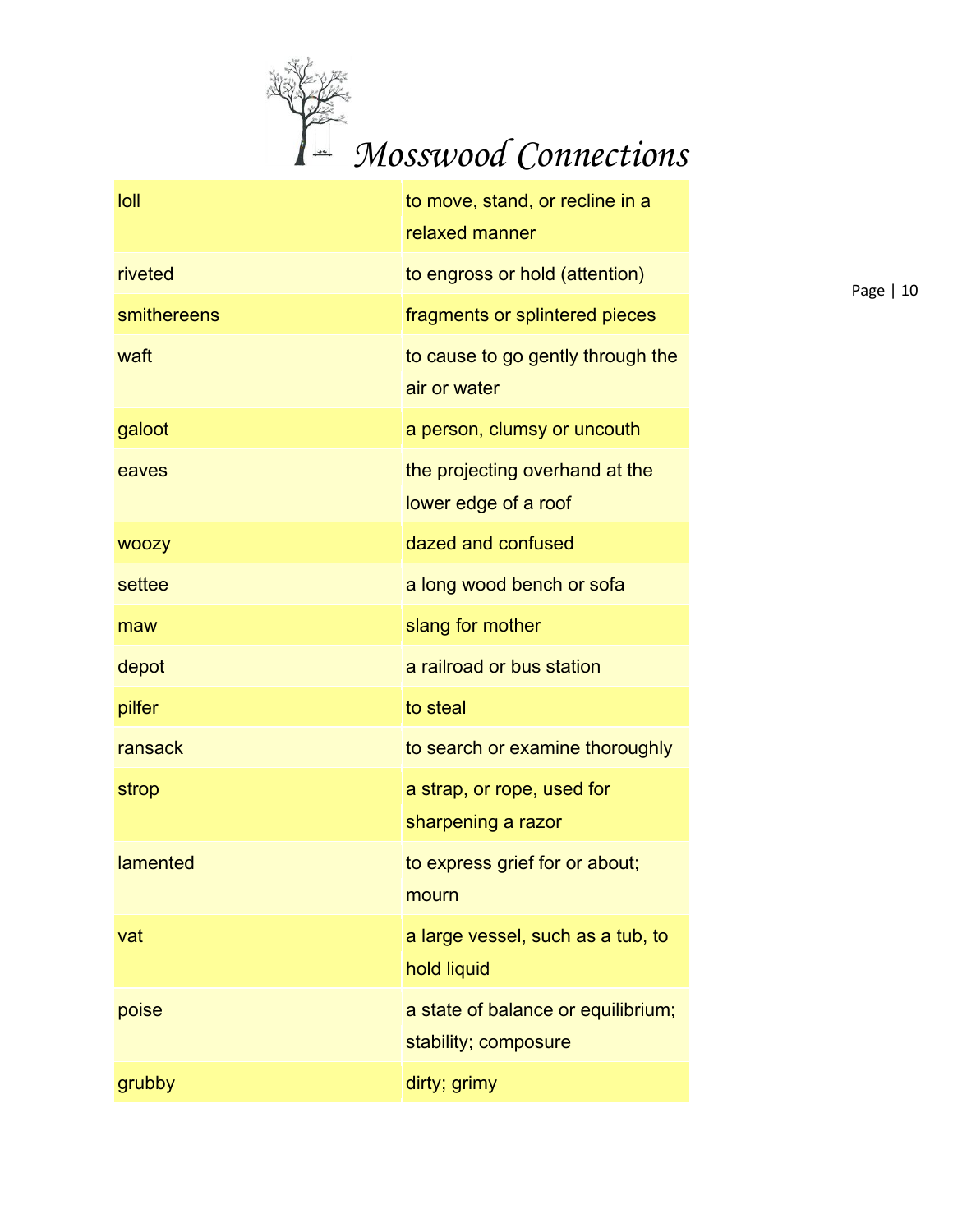| loll | to move, stand, or recline in a relaxed manner |
|---|---|
| riveted | to engross or hold (attention) |
| smithereens | fragments or splintered pieces |
| waft | to cause to go gently through the air or water |
| galoot | a person, clumsy or uncouth |
| eaves | the projecting overhand at the lower edge of a roof |
| woozy | dazed and confused |
| settee | a long wood bench or sofa |
| maw | slang for mother |
| depot | a railroad or bus station |
| pilfer | to steal |
| ransack | to search or examine thoroughly |
| strop | a strap, or rope, used for sharpening a razor |
| lamented | to express grief for or about; mourn |
| vat | a large vessel, such as a tub, to hold liquid |
| poise | a state of balance or equilibrium; stability; composure |
| grubby | dirty; grimy |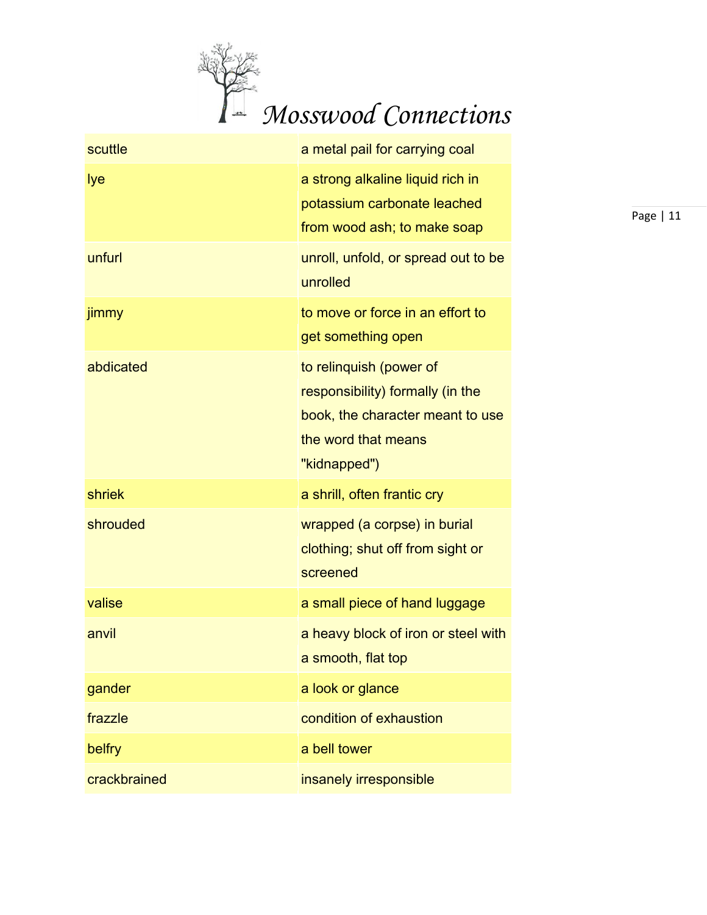| scuttle | a metal pail for carrying coal |
| --- | --- |
| lye | a strong alkaline liquid rich in potassium carbonate leached from wood ash; to make soap |
| unfurl | unroll, unfold, or spread out to be unrolled |
| jimmy | to move or force in an effort to get something open |
| abdicated | to relinquish (power of responsibility) formally (in the book, the character meant to use the word that means "kidnapped") |
| shriek | a shrill, often frantic cry |
| shrouded | wrapped (a corpse) in burial clothing; shut off from sight or screened |
| valise | a small piece of hand luggage |
| anvil | a heavy block of iron or steel with a smooth, flat top |
| gander | a look or glance |
| frazzle | condition of exhaustion |
| belfry | a bell tower |
| crackbrained | insanely irresponsible |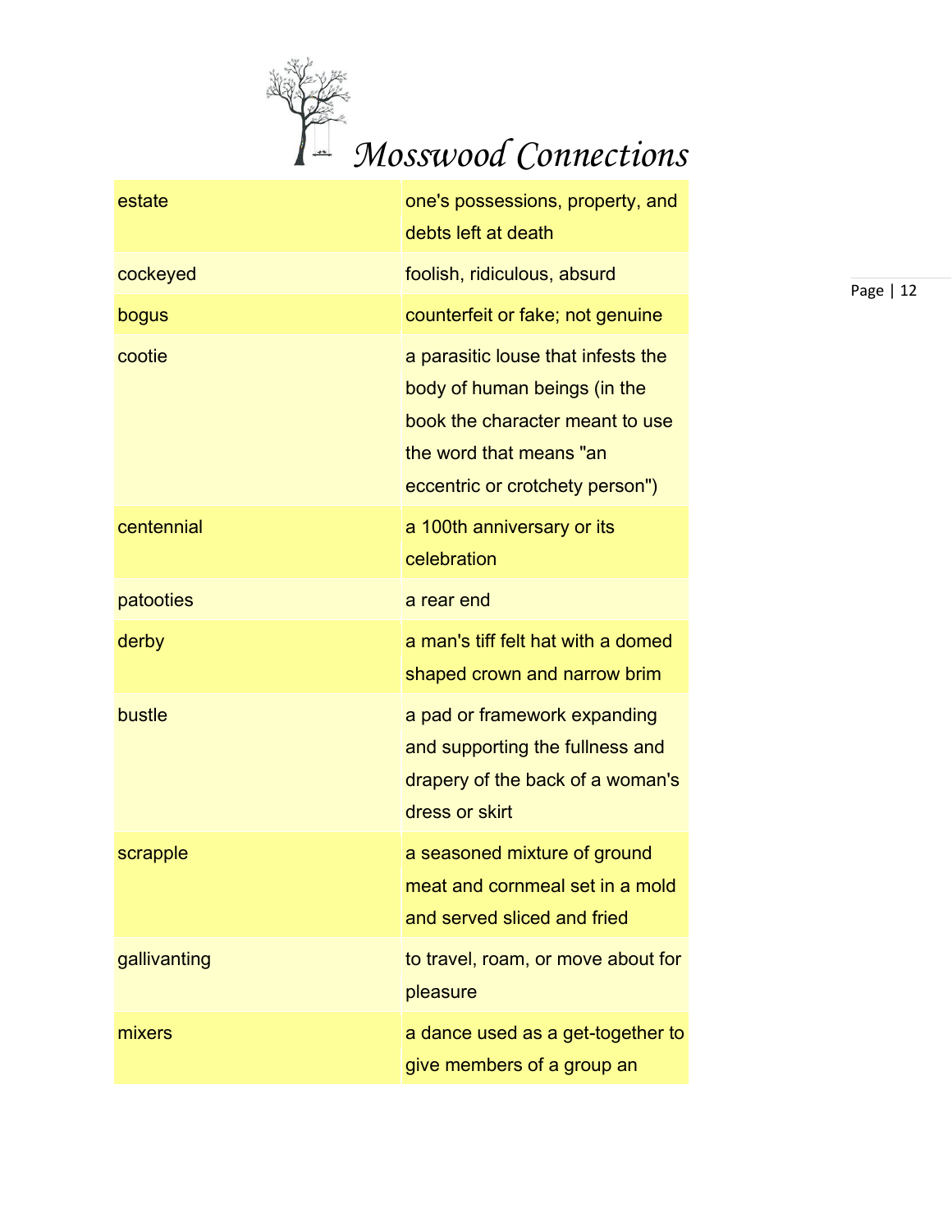| | |
|---|---|
| estate | one's possessions, property, and debts left at death |
| cockeyed | foolish, ridiculous, absurd |
| bogus | counterfeit or fake; not genuine |
| cootie | a parasitic louse that infests the body of human beings (in the book the character meant to use the word that means "an eccentric or crotchety person") |
| centennial | a 100th anniversary or its celebration |
| patooties | a rear end |
| derby | a man's tiff felt hat with a domed shaped crown and narrow brim |
| bustle | a pad or framework expanding and supporting the fullness and drapery of the back of a woman's dress or skirt |
| scrapple | a seasoned mixture of ground meat and cornmeal set in a mold and served sliced and fried |
| gallivanting | to travel, roam, or move about for pleasure |
| mixers | a dance used as a get-together to give members of a group an |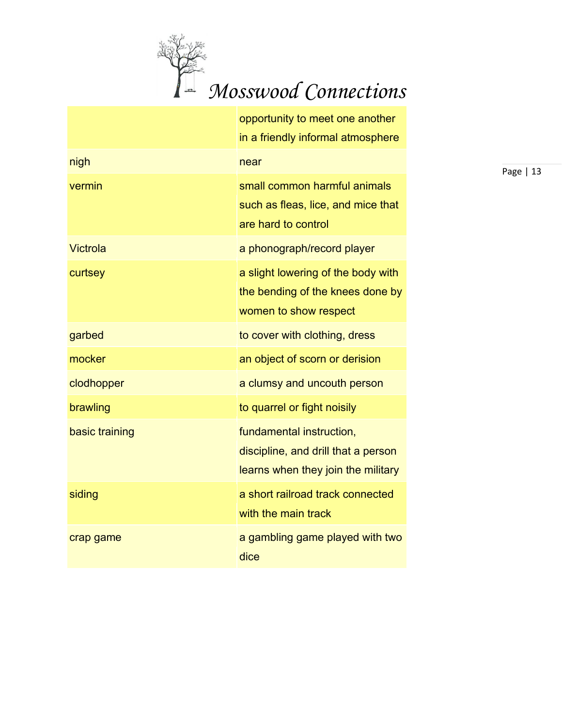| | |
|---|---|
| | opportunity to meet one another in a friendly informal atmosphere |
| nigh | near |
| vermin | small common harmful animals such as fleas, lice, and mice that are hard to control |
| Victrola | a phonograph/record player |
| curtsey | a slight lowering of the body with the bending of the knees done by women to show respect |
| garbed | to cover with clothing, dress |
| mocker | an object of scorn or derision |
| clodhopper | a clumsy and uncouth person |
| brawling | to quarrel or fight noisily |
| basic training | fundamental instruction, discipline, and drill that a person learns when they join the military |
| siding | a short railroad track connected with the main track |
| crap game | a gambling game played with two dice |